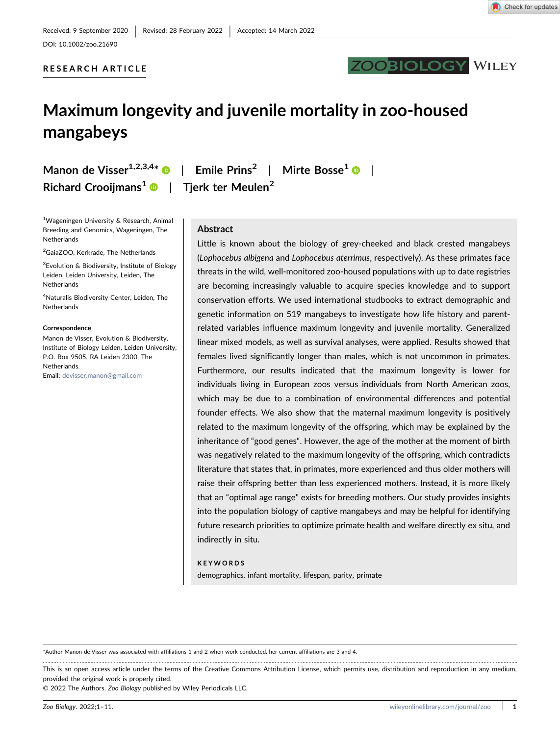Received: 9 September 2020 | Revised: 28 February 2022 | Accepted: 14 March 2022

DOI: 10.1002/zoo.21690

RESEARCH ARTICLE

# Maximum longevity and juvenile mortality in zoo-housed mangabeys

Manon de Visser[1,2,3,4]* | Emile Prins[2] | Mirte Bosse[1] | Richard Crooijmans[1] | Tjerk ter Meulen[2]

[1]Wageningen University & Research, Animal Breeding and Genomics, Wageningen, The Netherlands

[2]GaiaZOO, Kerkrade, The Netherlands

[3]Evolution & Biodiversity, Institute of Biology Leiden, Leiden University, Leiden, The Netherlands

[4]Naturalis Biodiversity Center, Leiden, The Netherlands

**Correspondence**

Manon de Visser, Evolution & Biodiversity, Institute of Biology Leiden, Leiden University, P.O. Box 9505, RA Leiden 2300, The Netherlands.
Email: devisser.manon@gmail.com

## Abstract

Little is known about the biology of grey-cheeked and black crested mangabeys (*Lophocebus albigena* and *Lophocebus aterrimus*, respectively). As these primates face threats in the wild, well-monitored zoo-housed populations with up to date registries are becoming increasingly valuable to acquire species knowledge and to support conservation efforts. We used international studbooks to extract demographic and genetic information on 519 mangabeys to investigate how life history and parent-related variables influence maximum longevity and juvenile mortality. Generalized linear mixed models, as well as survival analyses, were applied. Results showed that females lived significantly longer than males, which is not uncommon in primates. Furthermore, our results indicated that the maximum longevity is lower for individuals living in European zoos versus individuals from North American zoos, which may be due to a combination of environmental differences and potential founder effects. We also show that the maternal maximum longevity is positively related to the maximum longevity of the offspring, which may be explained by the inheritance of "good genes". However, the age of the mother at the moment of birth was negatively related to the maximum longevity of the offspring, which contradicts literature that states that, in primates, more experienced and thus older mothers will raise their offspring better than less experienced mothers. Instead, it is more likely that an "optimal age range" exists for breeding mothers. Our study provides insights into the population biology of captive mangabeys and may be helpful for identifying future research priorities to optimize primate health and welfare directly ex situ, and indirectly in situ.

**KEYWORDS**

demographics, infant mortality, lifespan, parity, primate

*Author Manon de Visser was associated with affiliations 1 and 2 when work conducted, her current affiliations are 3 and 4.

This is an open access article under the terms of the Creative Commons Attribution License, which permits use, distribution and reproduction in any medium, provided the original work is properly cited.
© 2022 The Authors. *Zoo Biology* published by Wiley Periodicals LLC.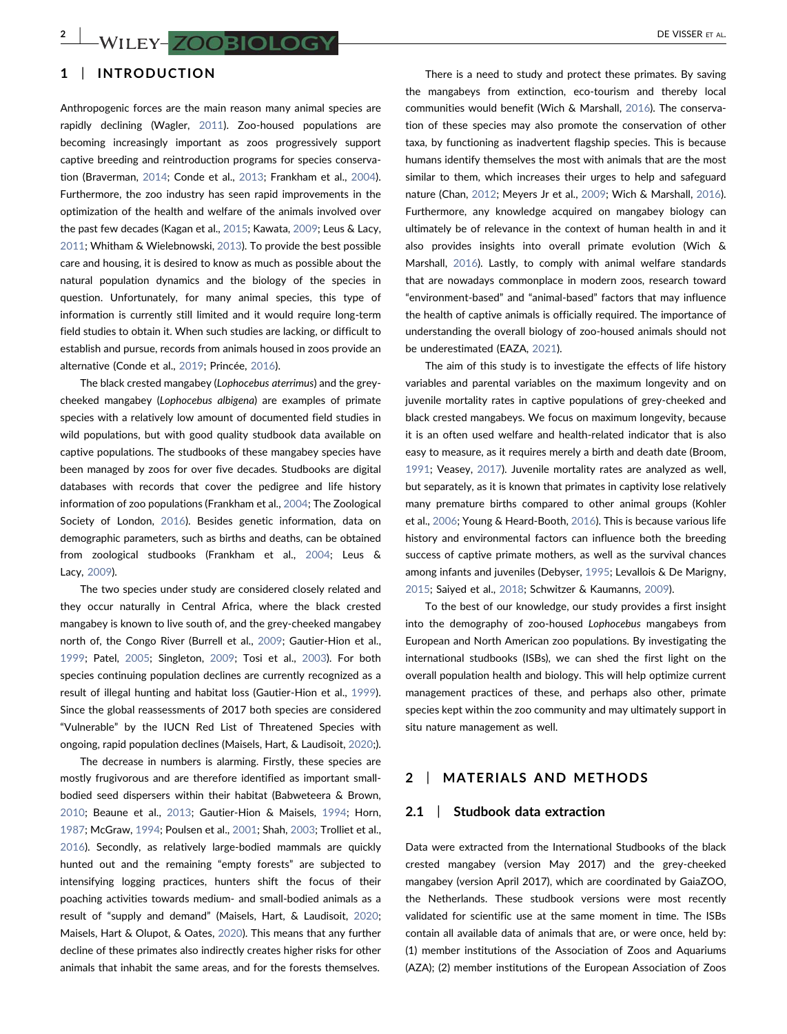## 1 | INTRODUCTION

Anthropogenic forces are the main reason many animal species are rapidly declining (Wagler, 2011). Zoo-housed populations are becoming increasingly important as zoos progressively support captive breeding and reintroduction programs for species conservation (Braverman, 2014; Conde et al., 2013; Frankham et al., 2004). Furthermore, the zoo industry has seen rapid improvements in the optimization of the health and welfare of the animals involved over the past few decades (Kagan et al., 2015; Kawata, 2009; Leus & Lacy, 2011; Whitham & Wielebnowski, 2013). To provide the best possible care and housing, it is desired to know as much as possible about the natural population dynamics and the biology of the species in question. Unfortunately, for many animal species, this type of information is currently still limited and it would require long-term field studies to obtain it. When such studies are lacking, or difficult to establish and pursue, records from animals housed in zoos provide an alternative (Conde et al., 2019; Princée, 2016).

The black crested mangabey (*Lophocebus aterrimus*) and the grey-cheeked mangabey (*Lophocebus albigena*) are examples of primate species with a relatively low amount of documented field studies in wild populations, but with good quality studbook data available on captive populations. The studbooks of these mangabey species have been managed by zoos for over five decades. Studbooks are digital databases with records that cover the pedigree and life history information of zoo populations (Frankham et al., 2004; The Zoological Society of London, 2016). Besides genetic information, data on demographic parameters, such as births and deaths, can be obtained from zoological studbooks (Frankham et al., 2004; Leus & Lacy, 2009).

The two species under study are considered closely related and they occur naturally in Central Africa, where the black crested mangabey is known to live south of, and the grey-cheeked mangabey north of, the Congo River (Burrell et al., 2009; Gautier-Hion et al., 1999; Patel, 2005; Singleton, 2009; Tosi et al., 2003). For both species continuing population declines are currently recognized as a result of illegal hunting and habitat loss (Gautier-Hion et al., 1999). Since the global reassessments of 2017 both species are considered "Vulnerable" by the IUCN Red List of Threatened Species with ongoing, rapid population declines (Maisels, Hart, & Laudisoit, 2020;).

The decrease in numbers is alarming. Firstly, these species are mostly frugivorous and are therefore identified as important small-bodied seed dispersers within their habitat (Babweteera & Brown, 2010; Beaune et al., 2013; Gautier-Hion & Maisels, 1994; Horn, 1987; McGraw, 1994; Poulsen et al., 2001; Shah, 2003; Trolliet et al., 2016). Secondly, as relatively large-bodied mammals are quickly hunted out and the remaining "empty forests" are subjected to intensifying logging practices, hunters shift the focus of their poaching activities towards medium- and small-bodied animals as a result of "supply and demand" (Maisels, Hart, & Laudisoit, 2020; Maisels, Hart & Olupot, & Oates, 2020). This means that any further decline of these primates also indirectly creates higher risks for other animals that inhabit the same areas, and for the forests themselves.

There is a need to study and protect these primates. By saving the mangabeys from extinction, eco-tourism and thereby local communities would benefit (Wich & Marshall, 2016). The conservation of these species may also promote the conservation of other taxa, by functioning as inadvertent flagship species. This is because humans identify themselves the most with animals that are the most similar to them, which increases their urges to help and safeguard nature (Chan, 2012; Meyers Jr et al., 2009; Wich & Marshall, 2016). Furthermore, any knowledge acquired on mangabey biology can ultimately be of relevance in the context of human health in and it also provides insights into overall primate evolution (Wich & Marshall, 2016). Lastly, to comply with animal welfare standards that are nowadays commonplace in modern zoos, research toward "environment-based" and "animal-based" factors that may influence the health of captive animals is officially required. The importance of understanding the overall biology of zoo-housed animals should not be underestimated (EAZA, 2021).

The aim of this study is to investigate the effects of life history variables and parental variables on the maximum longevity and on juvenile mortality rates in captive populations of grey-cheeked and black crested mangabeys. We focus on maximum longevity, because it is an often used welfare and health-related indicator that is also easy to measure, as it requires merely a birth and death date (Broom, 1991; Veasey, 2017). Juvenile mortality rates are analyzed as well, but separately, as it is known that primates in captivity lose relatively many premature births compared to other animal groups (Kohler et al., 2006; Young & Heard-Booth, 2016). This is because various life history and environmental factors can influence both the breeding success of captive primate mothers, as well as the survival chances among infants and juveniles (Debyser, 1995; Levallois & De Marigny, 2015; Saiyed et al., 2018; Schwitzer & Kaumanns, 2009).

To the best of our knowledge, our study provides a first insight into the demography of zoo-housed *Lophocebus* mangabeys from European and North American zoo populations. By investigating the international studbooks (ISBs), we can shed the first light on the overall population health and biology. This will help optimize current management practices of these, and perhaps also other, primate species kept within the zoo community and may ultimately support in situ nature management as well.

## 2 | MATERIALS AND METHODS

### 2.1 | Studbook data extraction

Data were extracted from the International Studbooks of the black crested mangabey (version May 2017) and the grey-cheeked mangabey (version April 2017), which are coordinated by GaiaZOO, the Netherlands. These studbook versions were most recently validated for scientific use at the same moment in time. The ISBs contain all available data of animals that are, or were once, held by: (1) member institutions of the Association of Zoos and Aquariums (AZA); (2) member institutions of the European Association of Zoos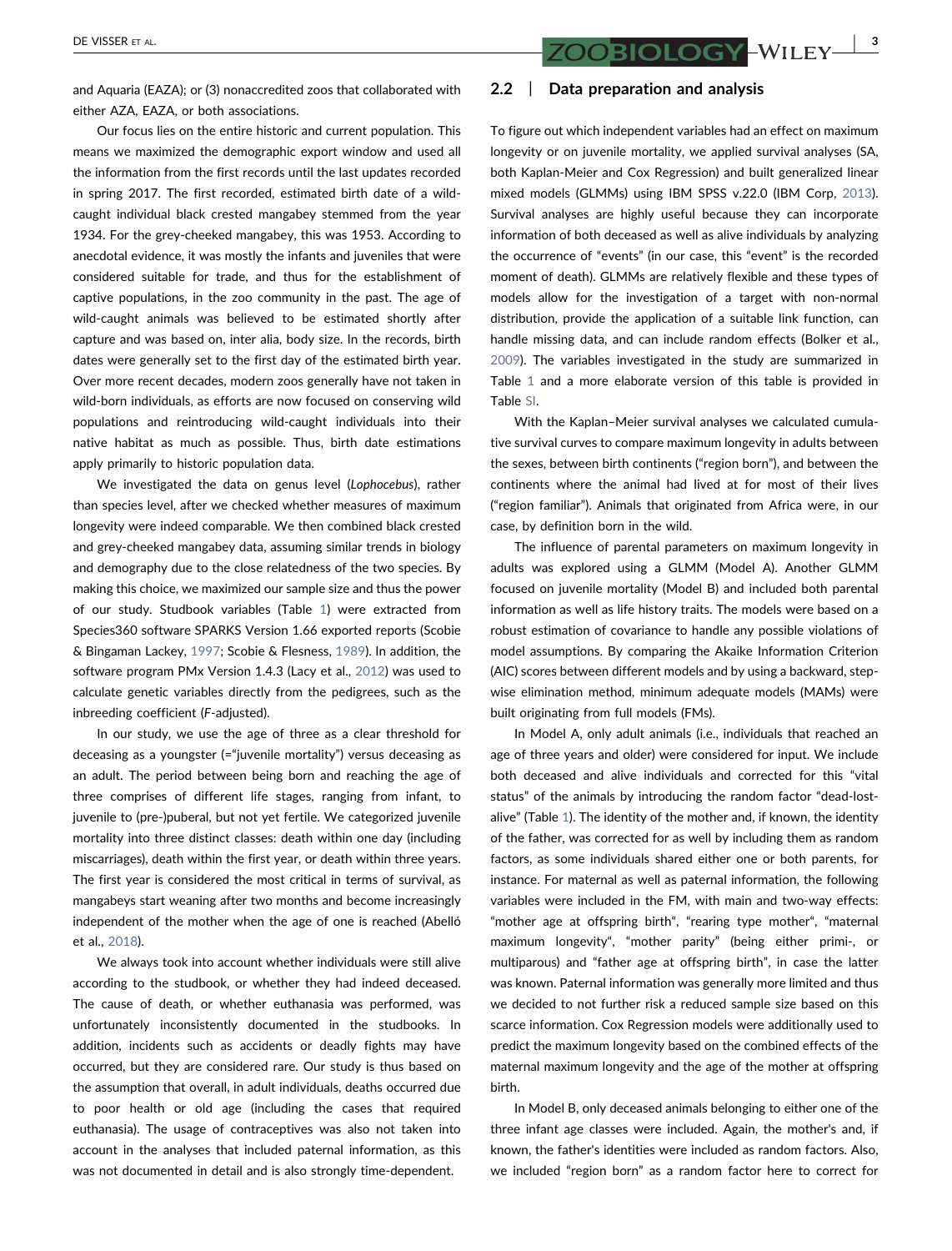and Aquaria (EAZA); or (3) nonaccredited zoos that collaborated with either AZA, EAZA, or both associations.

Our focus lies on the entire historic and current population. This means we maximized the demographic export window and used all the information from the first records until the last updates recorded in spring 2017. The first recorded, estimated birth date of a wild-caught individual black crested mangabey stemmed from the year 1934. For the grey-cheeked mangabey, this was 1953. According to anecdotal evidence, it was mostly the infants and juveniles that were considered suitable for trade, and thus for the establishment of captive populations, in the zoo community in the past. The age of wild-caught animals was believed to be estimated shortly after capture and was based on, inter alia, body size. In the records, birth dates were generally set to the first day of the estimated birth year. Over more recent decades, modern zoos generally have not taken in wild-born individuals, as efforts are now focused on conserving wild populations and reintroducing wild-caught individuals into their native habitat as much as possible. Thus, birth date estimations apply primarily to historic population data.

We investigated the data on genus level (*Lophocebus*), rather than species level, after we checked whether measures of maximum longevity were indeed comparable. We then combined black crested and grey-cheeked mangabey data, assuming similar trends in biology and demography due to the close relatedness of the two species. By making this choice, we maximized our sample size and thus the power of our study. Studbook variables (Table 1) were extracted from Species360 software SPARKS Version 1.66 exported reports (Scobie & Bingaman Lackey, 1997; Scobie & Flesness, 1989). In addition, the software program PMx Version 1.4.3 (Lacy et al., 2012) was used to calculate genetic variables directly from the pedigrees, such as the inbreeding coefficient (*F*-adjusted).

In our study, we use the age of three as a clear threshold for deceasing as a youngster (="juvenile mortality") versus deceasing as an adult. The period between being born and reaching the age of three comprises of different life stages, ranging from infant, to juvenile to (pre-)puberal, but not yet fertile. We categorized juvenile mortality into three distinct classes: death within one day (including miscarriages), death within the first year, or death within three years. The first year is considered the most critical in terms of survival, as mangabeys start weaning after two months and become increasingly independent of the mother when the age of one is reached (Abelló et al., 2018).

We always took into account whether individuals were still alive according to the studbook, or whether they had indeed deceased. The cause of death, or whether euthanasia was performed, was unfortunately inconsistently documented in the studbooks. In addition, incidents such as accidents or deadly fights may have occurred, but they are considered rare. Our study is thus based on the assumption that overall, in adult individuals, deaths occurred due to poor health or old age (including the cases that required euthanasia). The usage of contraceptives was also not taken into account in the analyses that included paternal information, as this was not documented in detail and is also strongly time-dependent.

## 2.2 | Data preparation and analysis

To figure out which independent variables had an effect on maximum longevity or on juvenile mortality, we applied survival analyses (SA, both Kaplan-Meier and Cox Regression) and built generalized linear mixed models (GLMMs) using IBM SPSS v.22.0 (IBM Corp, 2013). Survival analyses are highly useful because they can incorporate information of both deceased as well as alive individuals by analyzing the occurrence of "events" (in our case, this "event" is the recorded moment of death). GLMMs are relatively flexible and these types of models allow for the investigation of a target with non-normal distribution, provide the application of a suitable link function, can handle missing data, and can include random effects (Bolker et al., 2009). The variables investigated in the study are summarized in Table 1 and a more elaborate version of this table is provided in Table SI.

With the Kaplan–Meier survival analyses we calculated cumulative survival curves to compare maximum longevity in adults between the sexes, between birth continents ("region born"), and between the continents where the animal had lived at for most of their lives ("region familiar"). Animals that originated from Africa were, in our case, by definition born in the wild.

The influence of parental parameters on maximum longevity in adults was explored using a GLMM (Model A). Another GLMM focused on juvenile mortality (Model B) and included both parental information as well as life history traits. The models were based on a robust estimation of covariance to handle any possible violations of model assumptions. By comparing the Akaike Information Criterion (AIC) scores between different models and by using a backward, stepwise elimination method, minimum adequate models (MAMs) were built originating from full models (FMs).

In Model A, only adult animals (i.e., individuals that reached an age of three years and older) were considered for input. We include both deceased and alive individuals and corrected for this "vital status" of the animals by introducing the random factor "dead-lost-alive" (Table 1). The identity of the mother and, if known, the identity of the father, was corrected for as well by including them as random factors, as some individuals shared either one or both parents, for instance. For maternal as well as paternal information, the following variables were included in the FM, with main and two-way effects: "mother age at offspring birth", "rearing type mother", "maternal maximum longevity", "mother parity" (being either primi-, or multiparous) and "father age at offspring birth", in case the latter was known. Paternal information was generally more limited and thus we decided to not further risk a reduced sample size based on this scarce information. Cox Regression models were additionally used to predict the maximum longevity based on the combined effects of the maternal maximum longevity and the age of the mother at offspring birth.

In Model B, only deceased animals belonging to either one of the three infant age classes were included. Again, the mother's and, if known, the father's identities were included as random factors. Also, we included "region born" as a random factor here to correct for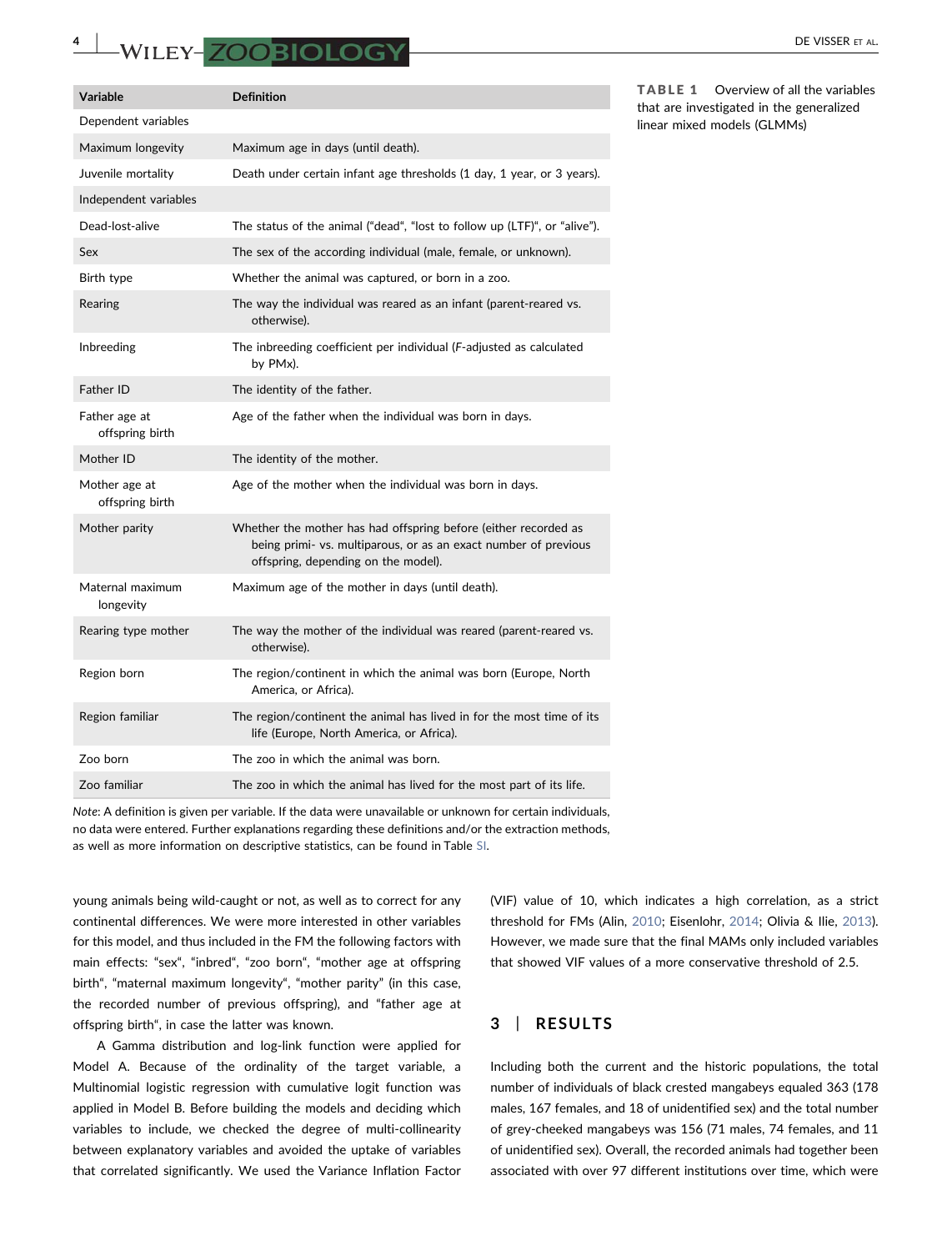**TABLE 1** Overview of all the variables that are investigated in the generalized linear mixed models (GLMMs)

| Variable | Definition |
|---|---|
| Dependent variables | |
| Maximum longevity | Maximum age in days (until death). |
| Juvenile mortality | Death under certain infant age thresholds (1 day, 1 year, or 3 years). |
| Independent variables | |
| Dead-lost-alive | The status of the animal ("dead", "lost to follow up (LTF)", or "alive"). |
| Sex | The sex of the according individual (male, female, or unknown). |
| Birth type | Whether the animal was captured, or born in a zoo. |
| Rearing | The way the individual was reared as an infant (parent-reared vs. otherwise). |
| Inbreeding | The inbreeding coefficient per individual (*F*-adjusted as calculated by PMx). |
| Father ID | The identity of the father. |
| Father age at offspring birth | Age of the father when the individual was born in days. |
| Mother ID | The identity of the mother. |
| Mother age at offspring birth | Age of the mother when the individual was born in days. |
| Mother parity | Whether the mother has had offspring before (either recorded as being primi- vs. multiparous, or as an exact number of previous offspring, depending on the model). |
| Maternal maximum longevity | Maximum age of the mother in days (until death). |
| Rearing type mother | The way the mother of the individual was reared (parent-reared vs. otherwise). |
| Region born | The region/continent in which the animal was born (Europe, North America, or Africa). |
| Region familiar | The region/continent the animal has lived in for the most time of its life (Europe, North America, or Africa). |
| Zoo born | The zoo in which the animal was born. |
| Zoo familiar | The zoo in which the animal has lived for the most part of its life. |

*Note*: A definition is given per variable. If the data were unavailable or unknown for certain individuals, no data were entered. Further explanations regarding these definitions and/or the extraction methods, as well as more information on descriptive statistics, can be found in Table SI.

young animals being wild-caught or not, as well as to correct for any continental differences. We were more interested in other variables for this model, and thus included in the FM the following factors with main effects: "sex", "inbred", "zoo born", "mother age at offspring birth", "maternal maximum longevity", "mother parity" (in this case, the recorded number of previous offspring), and "father age at offspring birth", in case the latter was known.

A Gamma distribution and log-link function were applied for Model A. Because of the ordinality of the target variable, a Multinomial logistic regression with cumulative logit function was applied in Model B. Before building the models and deciding which variables to include, we checked the degree of multi-collinearity between explanatory variables and avoided the uptake of variables that correlated significantly. We used the Variance Inflation Factor (VIF) value of 10, which indicates a high correlation, as a strict threshold for FMs (Alin, 2010; Eisenlohr, 2014; Olivia & Ilie, 2013). However, we made sure that the final MAMs only included variables that showed VIF values of a more conservative threshold of 2.5.

## 3 | RESULTS

Including both the current and the historic populations, the total number of individuals of black crested mangabeys equaled 363 (178 males, 167 females, and 18 of unidentified sex) and the total number of grey-cheeked mangabeys was 156 (71 males, 74 females, and 11 of unidentified sex). Overall, the recorded animals had together been associated with over 97 different institutions over time, which were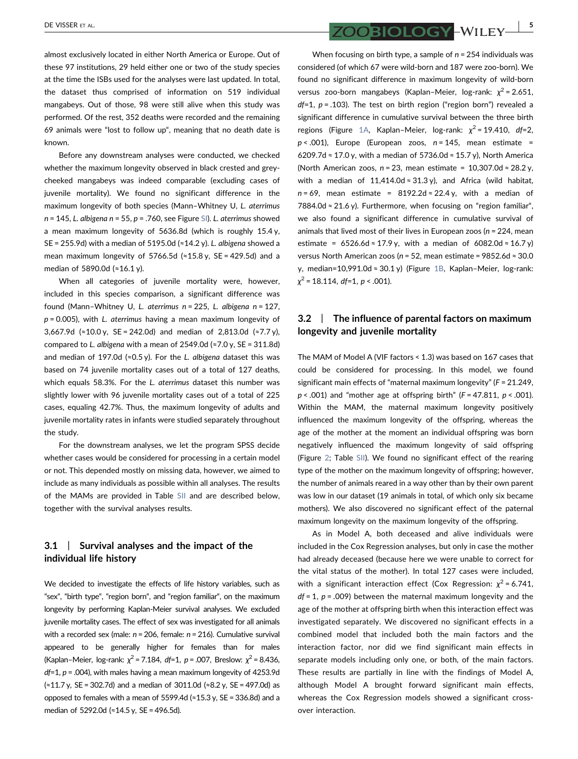almost exclusively located in either North America or Europe. Out of these 97 institutions, 29 held either one or two of the study species at the time the ISBs used for the analyses were last updated. In total, the dataset thus comprised of information on 519 individual mangabeys. Out of those, 98 were still alive when this study was performed. Of the rest, 352 deaths were recorded and the remaining 69 animals were "lost to follow up", meaning that no death date is known.

Before any downstream analyses were conducted, we checked whether the maximum longevity observed in black crested and grey-cheeked mangabeys was indeed comparable (excluding cases of juvenile mortality). We found no significant difference in the maximum longevity of both species (Mann–Whitney U, *L. aterrimus* $n = 145$, *L. albigena* $n = 55$, $p = .760$, see Figure SI). *L. aterrimus* showed a mean maximum longevity of 5636.8d (which is roughly 15.4 y, SE = 255.9d) with a median of 5195.0d (≈14.2 y). *L. albigena* showed a mean maximum longevity of 5766.5d (≈15.8 y, SE = 429.5d) and a median of 5890.0d (≈16.1 y).

When all categories of juvenile mortality were, however, included in this species comparison, a significant difference was found (Mann–Whitney U, *L. aterrimus* $n = 225$, *L. albigena* $n = 127$, $p = 0.005$), with *L. aterrimus* having a mean maximum longevity of 3,667.9d (≈10.0 y, SE = 242.0d) and median of 2,813.0d (≈7.7 y), compared to *L. albigena* with a mean of 2549.0d (≈7.0 y, SE = 311.8d) and median of 197.0d (≈0.5 y). For the *L. albigena* dataset this was based on 74 juvenile mortality cases out of a total of 127 deaths, which equals 58.3%. For the *L. aterrimus* dataset this number was slightly lower with 96 juvenile mortality cases out of a total of 225 cases, equaling 42.7%. Thus, the maximum longevity of adults and juvenile mortality rates in infants were studied separately throughout the study.

For the downstream analyses, we let the program SPSS decide whether cases would be considered for processing in a certain model or not. This depended mostly on missing data, however, we aimed to include as many individuals as possible within all analyses. The results of the MAMs are provided in Table SII and are described below, together with the survival analyses results.

## 3.1 | Survival analyses and the impact of the individual life history

We decided to investigate the effects of life history variables, such as "sex", "birth type", "region born", and "region familiar", on the maximum longevity by performing Kaplan-Meier survival analyses. We excluded juvenile mortality cases. The effect of sex was investigated for all animals with a recorded sex (male: $n = 206$, female: $n = 216$). Cumulative survival appeared to be generally higher for females than for males (Kaplan–Meier, log-rank: $\chi^2 = 7.184$, $df=1$, $p = .007$, Breslow: $\chi^2 = 8.436$, $df=1$, $p = .004$), with males having a mean maximum longevity of 4253.9d (≈11.7 y, SE = 302.7d) and a median of 3011.0d (≈8.2 y, SE = 497.0d) as opposed to females with a mean of 5599.4d (≈15.3 y, SE = 336.8d) and a median of 5292.0d (≈14.5 y, SE = 496.5d).

When focusing on birth type, a sample of $n = 254$ individuals was considered (of which 67 were wild-born and 187 were zoo-born). We found no significant difference in maximum longevity of wild-born versus zoo-born mangabeys (Kaplan–Meier, log-rank: $\chi^2 = 2.651$, $df=1$, $p = .103$). The test on birth region ("region born") revealed a significant difference in cumulative survival between the three birth regions (Figure 1A, Kaplan–Meier, log-rank: $\chi^2 = 19.410$, $df=2$, $p < .001$), Europe (European zoos, $n = 145$, mean estimate = 6209.7d ≈ 17.0 y, with a median of 5736.0d ≈ 15.7 y), North America (North American zoos, $n = 23$, mean estimate = 10,307.0d ≈ 28.2 y, with a median of 11,414.0d ≈ 31.3 y), and Africa (wild habitat, $n = 69$, mean estimate = 8192.2d ≈ 22.4 y, with a median of 7884.0d ≈ 21.6 y). Furthermore, when focusing on "region familiar", we also found a significant difference in cumulative survival of animals that lived most of their lives in European zoos ($n = 224$, mean estimate = 6526.6d ≈ 17.9 y, with a median of 6082.0d ≈ 16.7 y) versus North American zoos ($n = 52$, mean estimate = 9852.6d ≈ 30.0 y, median=10,991.0d ≈ 30.1 y) (Figure 1B, Kaplan–Meier, log-rank: $\chi^2 = 18.114$, $df=1$, $p < .001$).

## 3.2 | The influence of parental factors on maximum longevity and juvenile mortality

The MAM of Model A (VIF factors < 1.3) was based on 167 cases that could be considered for processing. In this model, we found significant main effects of "maternal maximum longevity" ($F = 21.249$, $p < .001$) and "mother age at offspring birth" ($F = 47.811$, $p < .001$). Within the MAM, the maternal maximum longevity positively influenced the maximum longevity of the offspring, whereas the age of the mother at the moment an individual offspring was born negatively influenced the maximum longevity of said offspring (Figure 2; Table SII). We found no significant effect of the rearing type of the mother on the maximum longevity of offspring; however, the number of animals reared in a way other than by their own parent was low in our dataset (19 animals in total, of which only six became mothers). We also discovered no significant effect of the paternal maximum longevity on the maximum longevity of the offspring.

As in Model A, both deceased and alive individuals were included in the Cox Regression analyses, but only in case the mother had already deceased (because here we were unable to correct for the vital status of the mother). In total 127 cases were included, with a significant interaction effect (Cox Regression: $\chi^2 = 6.741$, $df = 1$, $p = .009$) between the maternal maximum longevity and the age of the mother at offspring birth when this interaction effect was investigated separately. We discovered no significant effects in a combined model that included both the main factors and the interaction factor, nor did we find significant main effects in separate models including only one, or both, of the main factors. These results are partially in line with the findings of Model A, although Model A brought forward significant main effects, whereas the Cox Regression models showed a significant cross-over interaction.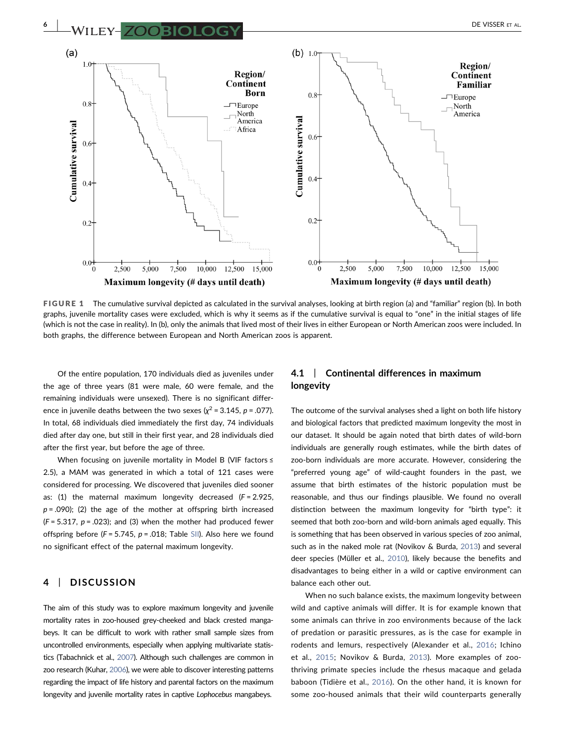FIGURE 1 The cumulative survival depicted as calculated in the survival analyses, looking at birth region (a) and "familiar" region (b). In both graphs, juvenile mortality cases were excluded, which is why it seems as if the cumulative survival is equal to "one" in the initial stages of life (which is not the case in reality). In (b), only the animals that lived most of their lives in either European or North American zoos were included. In both graphs, the difference between European and North American zoos is apparent.

Of the entire population, 170 individuals died as juveniles under the age of three years (81 were male, 60 were female, and the remaining individuals were unsexed). There is no significant difference in juvenile deaths between the two sexes ($\chi^2 = 3.145$, $p = .077$). In total, 68 individuals died immediately the first day, 74 individuals died after day one, but still in their first year, and 28 individuals died after the first year, but before the age of three.

When focusing on juvenile mortality in Model B (VIF factors ≤ 2.5), a MAM was generated in which a total of 121 cases were considered for processing. We discovered that juveniles died sooner as: (1) the maternal maximum longevity decreased ($F = 2.925$, $p = .090$); (2) the age of the mother at offspring birth increased ($F = 5.317$, $p = .023$); and (3) when the mother had produced fewer offspring before ($F = 5.745$, $p = .018$; Table SII). Also here we found no significant effect of the paternal maximum longevity.

## 4 | DISCUSSION

The aim of this study was to explore maximum longevity and juvenile mortality rates in zoo-housed grey-cheeked and black crested mangabeys. It can be difficult to work with rather small sample sizes from uncontrolled environments, especially when applying multivariate statistics (Tabachnick et al., 2007). Although such challenges are common in zoo research (Kuhar, 2006), we were able to discover interesting patterns regarding the impact of life history and parental factors on the maximum longevity and juvenile mortality rates in captive *Lophocebus* mangabeys.

### 4.1 | Continental differences in maximum longevity

The outcome of the survival analyses shed a light on both life history and biological factors that predicted maximum longevity the most in our dataset. It should be again noted that birth dates of wild-born individuals are generally rough estimates, while the birth dates of zoo-born individuals are more accurate. However, considering the "preferred young age" of wild-caught founders in the past, we assume that birth estimates of the historic population must be reasonable, and thus our findings plausible. We found no overall distinction between the maximum longevity for "birth type": it seemed that both zoo-born and wild-born animals aged equally. This is something that has been observed in various species of zoo animal, such as in the naked mole rat (Novikov & Burda, 2013) and several deer species (Müller et al., 2010), likely because the benefits and disadvantages to being either in a wild or captive environment can balance each other out.

When no such balance exists, the maximum longevity between wild and captive animals will differ. It is for example known that some animals can thrive in zoo environments because of the lack of predation or parasitic pressures, as is the case for example in rodents and lemurs, respectively (Alexander et al., 2016; Ichino et al., 2015; Novikov & Burda, 2013). More examples of zoo-thriving primate species include the rhesus macaque and gelada baboon (Tidière et al., 2016). On the other hand, it is known for some zoo-housed animals that their wild counterparts generally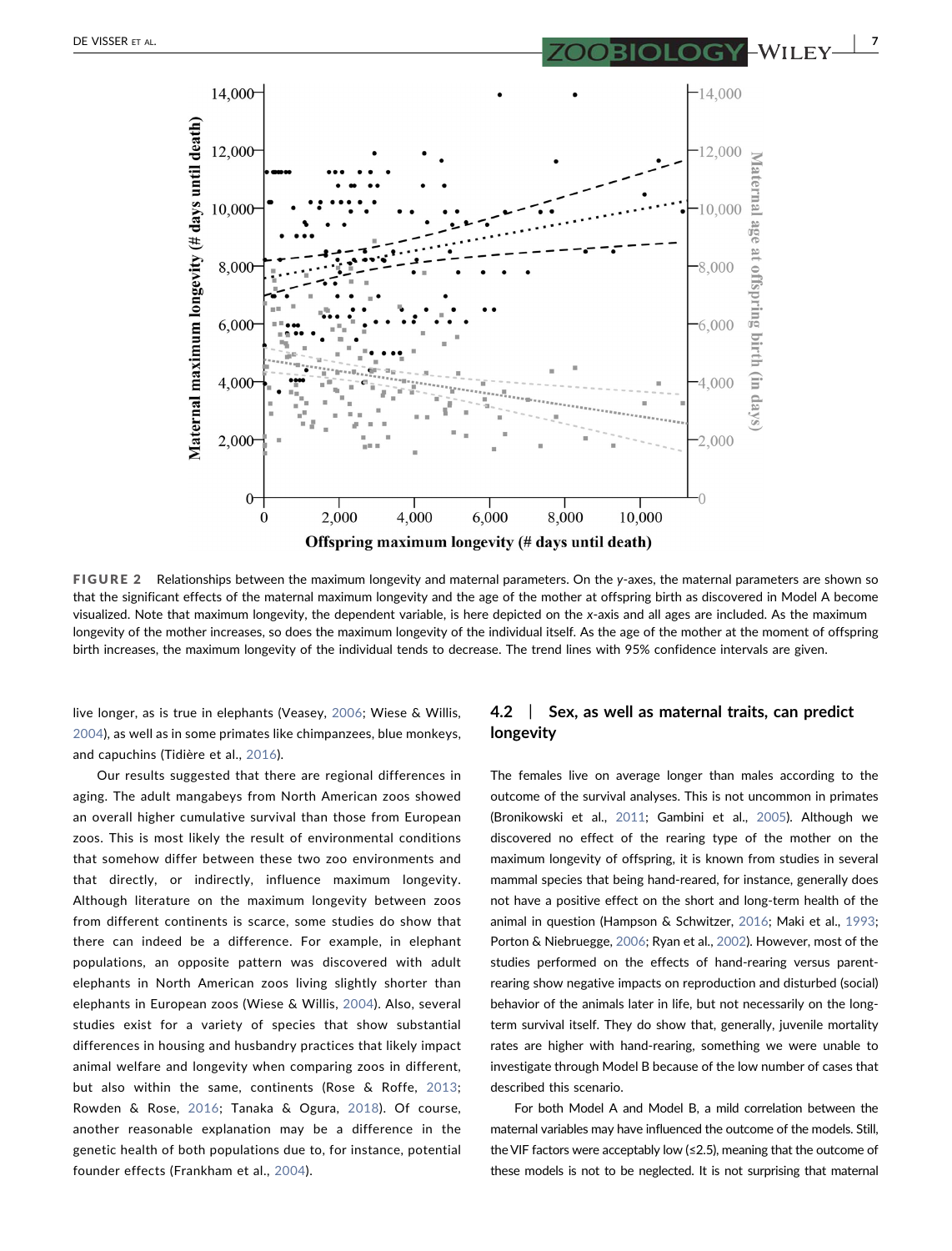FIGURE 2 Relationships between the maximum longevity and maternal parameters. On the y-axes, the maternal parameters are shown so that the significant effects of the maternal maximum longevity and the age of the mother at offspring birth as discovered in Model A become visualized. Note that maximum longevity, the dependent variable, is here depicted on the x-axis and all ages are included. As the maximum longevity of the mother increases, so does the maximum longevity of the individual itself. As the age of the mother at the moment of offspring birth increases, the maximum longevity of the individual tends to decrease. The trend lines with 95% confidence intervals are given.

live longer, as is true in elephants (Veasey, 2006; Wiese & Willis, 2004), as well as in some primates like chimpanzees, blue monkeys, and capuchins (Tidière et al., 2016).

Our results suggested that there are regional differences in aging. The adult mangabeys from North American zoos showed an overall higher cumulative survival than those from European zoos. This is most likely the result of environmental conditions that somehow differ between these two zoo environments and that directly, or indirectly, influence maximum longevity. Although literature on the maximum longevity between zoos from different continents is scarce, some studies do show that there can indeed be a difference. For example, in elephant populations, an opposite pattern was discovered with adult elephants in North American zoos living slightly shorter than elephants in European zoos (Wiese & Willis, 2004). Also, several studies exist for a variety of species that show substantial differences in housing and husbandry practices that likely impact animal welfare and longevity when comparing zoos in different, but also within the same, continents (Rose & Roffe, 2013; Rowden & Rose, 2016; Tanaka & Ogura, 2018). Of course, another reasonable explanation may be a difference in the genetic health of both populations due to, for instance, potential founder effects (Frankham et al., 2004).

## 4.2 | Sex, as well as maternal traits, can predict longevity

The females live on average longer than males according to the outcome of the survival analyses. This is not uncommon in primates (Bronikowski et al., 2011; Gambini et al., 2005). Although we discovered no effect of the rearing type of the mother on the maximum longevity of offspring, it is known from studies in several mammal species that being hand-reared, for instance, generally does not have a positive effect on the short and long-term health of the animal in question (Hampson & Schwitzer, 2016; Maki et al., 1993; Porton & Niebruegge, 2006; Ryan et al., 2002). However, most of the studies performed on the effects of hand-rearing versus parent-rearing show negative impacts on reproduction and disturbed (social) behavior of the animals later in life, but not necessarily on the long-term survival itself. They do show that, generally, juvenile mortality rates are higher with hand-rearing, something we were unable to investigate through Model B because of the low number of cases that described this scenario.

For both Model A and Model B, a mild correlation between the maternal variables may have influenced the outcome of the models. Still, the VIF factors were acceptably low (≤2.5), meaning that the outcome of these models is not to be neglected. It is not surprising that maternal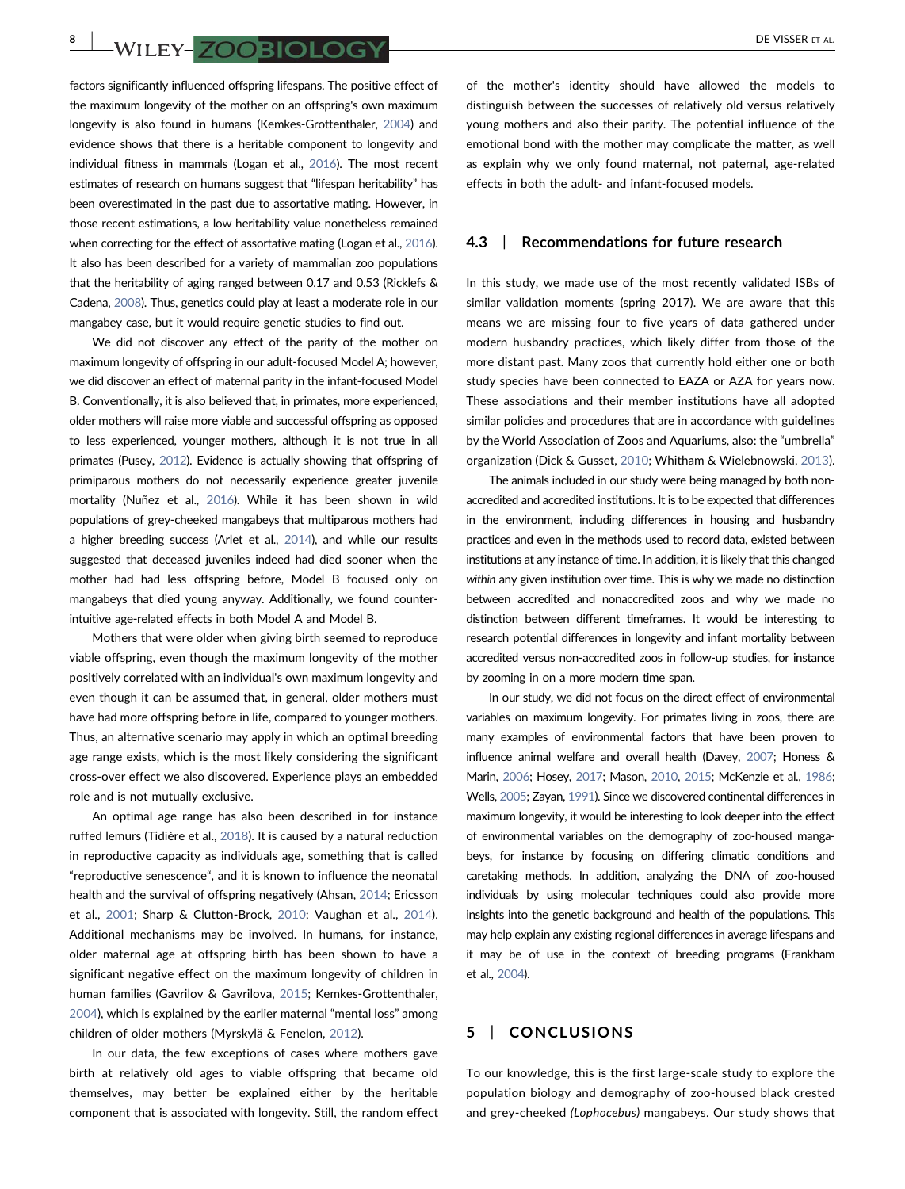factors significantly influenced offspring lifespans. The positive effect of the maximum longevity of the mother on an offspring's own maximum longevity is also found in humans (Kemkes-Grottenthaler, 2004) and evidence shows that there is a heritable component to longevity and individual fitness in mammals (Logan et al., 2016). The most recent estimates of research on humans suggest that "lifespan heritability" has been overestimated in the past due to assortative mating. However, in those recent estimations, a low heritability value nonetheless remained when correcting for the effect of assortative mating (Logan et al., 2016). It also has been described for a variety of mammalian zoo populations that the heritability of aging ranged between 0.17 and 0.53 (Ricklefs & Cadena, 2008). Thus, genetics could play at least a moderate role in our mangabey case, but it would require genetic studies to find out.

We did not discover any effect of the parity of the mother on maximum longevity of offspring in our adult-focused Model A; however, we did discover an effect of maternal parity in the infant-focused Model B. Conventionally, it is also believed that, in primates, more experienced, older mothers will raise more viable and successful offspring as opposed to less experienced, younger mothers, although it is not true in all primates (Pusey, 2012). Evidence is actually showing that offspring of primiparous mothers do not necessarily experience greater juvenile mortality (Nuñez et al., 2016). While it has been shown in wild populations of grey-cheeked mangabeys that multiparous mothers had a higher breeding success (Arlet et al., 2014), and while our results suggested that deceased juveniles indeed had died sooner when the mother had had less offspring before, Model B focused only on mangabeys that died young anyway. Additionally, we found counter-intuitive age-related effects in both Model A and Model B.

Mothers that were older when giving birth seemed to reproduce viable offspring, even though the maximum longevity of the mother positively correlated with an individual's own maximum longevity and even though it can be assumed that, in general, older mothers must have had more offspring before in life, compared to younger mothers. Thus, an alternative scenario may apply in which an optimal breeding age range exists, which is the most likely considering the significant cross-over effect we also discovered. Experience plays an embedded role and is not mutually exclusive.

An optimal age range has also been described in for instance ruffed lemurs (Tidière et al., 2018). It is caused by a natural reduction in reproductive capacity as individuals age, something that is called "reproductive senescence", and it is known to influence the neonatal health and the survival of offspring negatively (Ahsan, 2014; Ericsson et al., 2001; Sharp & Clutton-Brock, 2010; Vaughan et al., 2014). Additional mechanisms may be involved. In humans, for instance, older maternal age at offspring birth has been shown to have a significant negative effect on the maximum longevity of children in human families (Gavrilov & Gavrilova, 2015; Kemkes-Grottenthaler, 2004), which is explained by the earlier maternal "mental loss" among children of older mothers (Myrskylä & Fenelon, 2012).

In our data, the few exceptions of cases where mothers gave birth at relatively old ages to viable offspring that became old themselves, may better be explained either by the heritable component that is associated with longevity. Still, the random effect of the mother's identity should have allowed the models to distinguish between the successes of relatively old versus relatively young mothers and also their parity. The potential influence of the emotional bond with the mother may complicate the matter, as well as explain why we only found maternal, not paternal, age-related effects in both the adult- and infant-focused models.

## 4.3 | Recommendations for future research

In this study, we made use of the most recently validated ISBs of similar validation moments (spring 2017). We are aware that this means we are missing four to five years of data gathered under modern husbandry practices, which likely differ from those of the more distant past. Many zoos that currently hold either one or both study species have been connected to EAZA or AZA for years now. These associations and their member institutions have all adopted similar policies and procedures that are in accordance with guidelines by the World Association of Zoos and Aquariums, also: the "umbrella" organization (Dick & Gusset, 2010; Whitham & Wielebnowski, 2013).

The animals included in our study were being managed by both non-accredited and accredited institutions. It is to be expected that differences in the environment, including differences in housing and husbandry practices and even in the methods used to record data, existed between institutions at any instance of time. In addition, it is likely that this changed *within* any given institution over time. This is why we made no distinction between accredited and nonaccredited zoos and why we made no distinction between different timeframes. It would be interesting to research potential differences in longevity and infant mortality between accredited versus non-accredited zoos in follow-up studies, for instance by zooming in on a more modern time span.

In our study, we did not focus on the direct effect of environmental variables on maximum longevity. For primates living in zoos, there are many examples of environmental factors that have been proven to influence animal welfare and overall health (Davey, 2007; Honess & Marin, 2006; Hosey, 2017; Mason, 2010, 2015; McKenzie et al., 1986; Wells, 2005; Zayan, 1991). Since we discovered continental differences in maximum longevity, it would be interesting to look deeper into the effect of environmental variables on the demography of zoo-housed mangabeys, for instance by focusing on differing climatic conditions and caretaking methods. In addition, analyzing the DNA of zoo-housed individuals by using molecular techniques could also provide more insights into the genetic background and health of the populations. This may help explain any existing regional differences in average lifespans and it may be of use in the context of breeding programs (Frankham et al., 2004).

# 5 | CONCLUSIONS

To our knowledge, this is the first large-scale study to explore the population biology and demography of zoo-housed black crested and grey-cheeked *(Lophocebus)* mangabeys. Our study shows that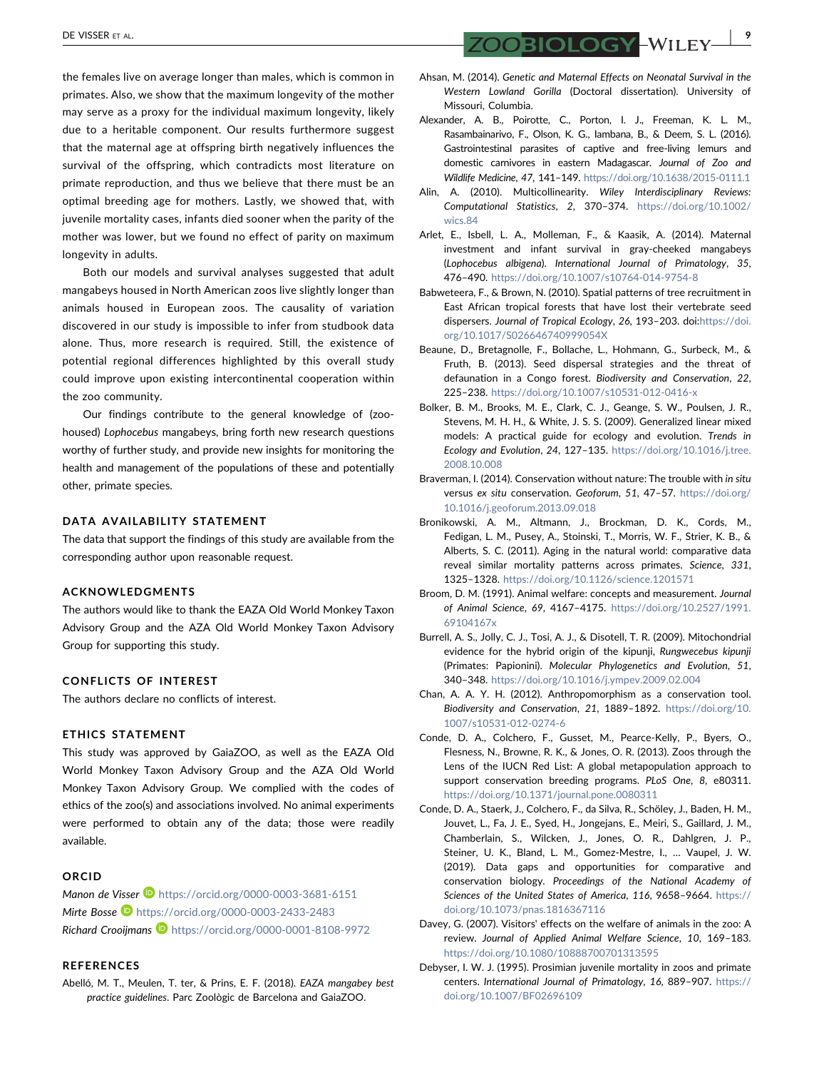the females live on average longer than males, which is common in primates. Also, we show that the maximum longevity of the mother may serve as a proxy for the individual maximum longevity, likely due to a heritable component. Our results furthermore suggest that the maternal age at offspring birth negatively influences the survival of the offspring, which contradicts most literature on primate reproduction, and thus we believe that there must be an optimal breeding age for mothers. Lastly, we showed that, with juvenile mortality cases, infants died sooner when the parity of the mother was lower, but we found no effect of parity on maximum longevity in adults.

Both our models and survival analyses suggested that adult mangabeys housed in North American zoos live slightly longer than animals housed in European zoos. The causality of variation discovered in our study is impossible to infer from studbook data alone. Thus, more research is required. Still, the existence of potential regional differences highlighted by this overall study could improve upon existing intercontinental cooperation within the zoo community.

Our findings contribute to the general knowledge of (zoo-housed) *Lophocebus* mangabeys, bring forth new research questions worthy of further study, and provide new insights for monitoring the health and management of the populations of these and potentially other, primate species.

## DATA AVAILABILITY STATEMENT

The data that support the findings of this study are available from the corresponding author upon reasonable request.

## ACKNOWLEDGMENTS

The authors would like to thank the EAZA Old World Monkey Taxon Advisory Group and the AZA Old World Monkey Taxon Advisory Group for supporting this study.

## CONFLICTS OF INTEREST

The authors declare no conflicts of interest.

## ETHICS STATEMENT

This study was approved by GaiaZOO, as well as the EAZA Old World Monkey Taxon Advisory Group and the AZA Old World Monkey Taxon Advisory Group. We complied with the codes of ethics of the zoo(s) and associations involved. No animal experiments were performed to obtain any of the data; those were readily available.

## ORCID

*Manon de Visser* https://orcid.org/0000-0003-3681-6151
*Mirte Bosse* https://orcid.org/0000-0003-2433-2483
*Richard Crooijmans* https://orcid.org/0000-0001-8108-9972

## REFERENCES

Abelló, M. T., Meulen, T. ter, & Prins, E. F. (2018). *EAZA mangabey best practice guidelines*. Parc Zoològic de Barcelona and GaiaZOO.

Ahsan, M. (2014). *Genetic and Maternal Effects on Neonatal Survival in the Western Lowland Gorilla* (Doctoral dissertation). University of Missouri, Columbia.

Alexander, A. B., Poirotte, C., Porton, I. J., Freeman, K. L. M., Rasambainarivo, F., Olson, K. G., Iambana, B., & Deem, S. L. (2016). Gastrointestinal parasites of captive and free-living lemurs and domestic carnivores in eastern Madagascar. *Journal of Zoo and Wildlife Medicine*, *47*, 141–149. https://doi.org/10.1638/2015-0111.1

Alin, A. (2010). Multicollinearity. *Wiley Interdisciplinary Reviews: Computational Statistics*, *2*, 370–374. https://doi.org/10.1002/wics.84

Arlet, E., Isbell, L. A., Molleman, F., & Kaasik, A. (2014). Maternal investment and infant survival in gray-cheeked mangabeys (*Lophocebus albigena*). *International Journal of Primatology*, *35*, 476–490. https://doi.org/10.1007/s10764-014-9754-8

Babweteera, F., & Brown, N. (2010). Spatial patterns of tree recruitment in East African tropical forests that have lost their vertebrate seed dispersers. *Journal of Tropical Ecology*, *26*, 193–203. doi:https://doi.org/10.1017/S0266467409990054X

Beaune, D., Bretagnolle, F., Bollache, L., Hohmann, G., Surbeck, M., & Fruth, B. (2013). Seed dispersal strategies and the threat of defaunation in a Congo forest. *Biodiversity and Conservation*, *22*, 225–238. https://doi.org/10.1007/s10531-012-0416-x

Bolker, B. M., Brooks, M. E., Clark, C. J., Geange, S. W., Poulsen, J. R., Stevens, M. H. H., & White, J. S. S. (2009). Generalized linear mixed models: A practical guide for ecology and evolution. *Trends in Ecology and Evolution*, *24*, 127–135. https://doi.org/10.1016/j.tree.2008.10.008

Braverman, I. (2014). Conservation without nature: The trouble with *in situ* versus *ex situ* conservation. *Geoforum*, *51*, 47–57. https://doi.org/10.1016/j.geoforum.2013.09.018

Bronikowski, A. M., Altmann, J., Brockman, D. K., Cords, M., Fedigan, L. M., Pusey, A., Stoinski, T., Morris, W. F., Strier, K. B., & Alberts, S. C. (2011). Aging in the natural world: comparative data reveal similar mortality patterns across primates. *Science*, *331*, 1325–1328. https://doi.org/10.1126/science.1201571

Broom, D. M. (1991). Animal welfare: concepts and measurement. *Journal of Animal Science*, *69*, 4167–4175. https://doi.org/10.2527/1991.69104167x

Burrell, A. S., Jolly, C. J., Tosi, A. J., & Disotell, T. R. (2009). Mitochondrial evidence for the hybrid origin of the kipunji, *Rungwecebus kipunji* (Primates: Papionini). *Molecular Phylogenetics and Evolution*, *51*, 340–348. https://doi.org/10.1016/j.ympev.2009.02.004

Chan, A. A. Y. H. (2012). Anthropomorphism as a conservation tool. *Biodiversity and Conservation*, *21*, 1889–1892. https://doi.org/10.1007/s10531-012-0274-6

Conde, D. A., Colchero, F., Gusset, M., Pearce-Kelly, P., Byers, O., Flesness, N., Browne, R. K., & Jones, O. R. (2013). Zoos through the Lens of the IUCN Red List: A global metapopulation approach to support conservation breeding programs. *PLoS One*, *8*, e80311. https://doi.org/10.1371/journal.pone.0080311

Conde, D. A., Staerk, J., Colchero, F., da Silva, R., Schöley, J., Baden, H. M., Jouvet, L., Fa, J. E., Syed, H., Jongejans, E., Meiri, S., Gaillard, J. M., Chamberlain, S., Wilcken, J., Jones, O. R., Dahlgren, J. P., Steiner, U. K., Bland, L. M., Gomez-Mestre, I., … Vaupel, J. W. (2019). Data gaps and opportunities for comparative and conservation biology. *Proceedings of the National Academy of Sciences of the United States of America*, *116*, 9658–9664. https://doi.org/10.1073/pnas.1816367116

Davey, G. (2007). Visitors' effects on the welfare of animals in the zoo: A review. *Journal of Applied Animal Welfare Science*, *10*, 169–183. https://doi.org/10.1080/10888700701313595

Debyser, I. W. J. (1995). Prosimian juvenile mortality in zoos and primate centers. *International Journal of Primatology*, *16*, 889–907. https://doi.org/10.1007/BF02696109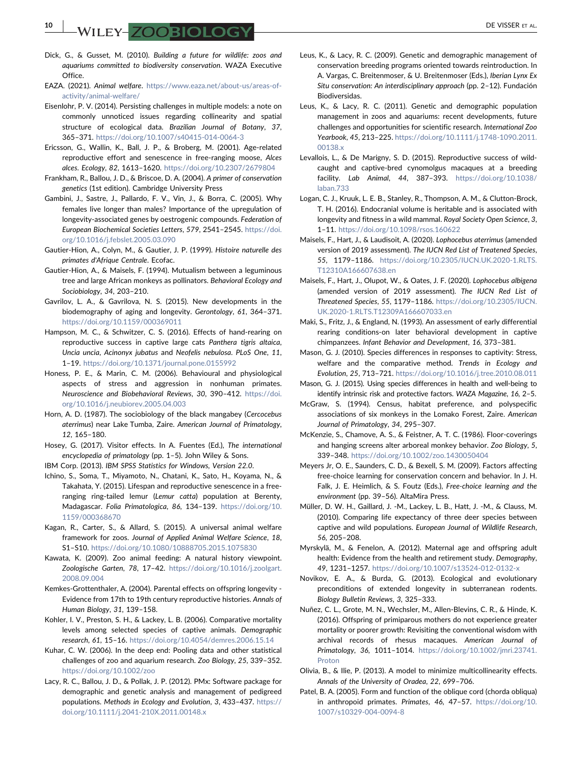Dick, G., & Gusset, M. (2010). *Building a future for wildlife: zoos and aquariums committed to biodiversity conservation*. WAZA Executive Office.

EAZA. (2021). *Animal welfare*. https://www.eaza.net/about-us/areas-of-activity/animal-welfare/

Eisenlohr, P. V. (2014). Persisting challenges in multiple models: a note on commonly unnoticed issues regarding collinearity and spatial structure of ecological data. *Brazilian Journal of Botany*, *37*, 365–371. https://doi.org/10.1007/s40415-014-0064-3

Ericsson, G., Wallin, K., Ball, J. P., & Broberg, M. (2001). Age-related reproductive effort and senescence in free-ranging moose, *Alces alces*. *Ecology*, *82*, 1613–1620. https://doi.org/10.2307/2679804

Frankham, R., Ballou, J. D., & Briscoe, D. A. (2004). *A primer of conservation genetics* (1st edition). Cambridge University Press

Gambini, J., Sastre, J., Pallardo, F. V., Vin, J., & Borra, C. (2005). Why females live longer than males? Importance of the upregulation of longevity-associated genes by oestrogenic compounds. *Federation of European Biochemical Societies Letters*, *579*, 2541–2545. https://doi.org/10.1016/j.febslet.2005.03.090

Gautier-Hion, A., Colyn, M., & Gautier, J. P. (1999). *Histoire naturelle des primates d'Afrique Centrale*. Ecofac.

Gautier-Hion, A., & Maisels, F. (1994). Mutualism between a leguminous tree and large African monkeys as pollinators. *Behavioral Ecology and Sociobiology*, *34*, 203–210.

Gavrilov, L. A., & Gavrilova, N. S. (2015). New developments in the biodemography of aging and longevity. *Gerontology*, *61*, 364–371. https://doi.org/10.1159/000369011

Hampson, M. C., & Schwitzer, C. S. (2016). Effects of hand-rearing on reproductive success in captive large cats *Panthera tigris altaica*, *Uncia uncia*, *Acinonyx jubatus* and *Neofelis nebulosa*. *PLoS One*, *11*, 1–19. https://doi.org/10.1371/journal.pone.0155992

Honess, P. E., & Marin, C. M. (2006). Behavioural and physiological aspects of stress and aggression in nonhuman primates. *Neuroscience and Biobehavioral Reviews*, *30*, 390–412. https://doi.org/10.1016/j.neubiorev.2005.04.003

Horn, A. D. (1987). The sociobiology of the black mangabey (*Cercocebus aterrimus*) near Lake Tumba, Zaire. *American Journal of Primatology*, *12*, 165–180.

Hosey, G. (2017). Visitor effects. In A. Fuentes (Ed.), *The international encyclopedia of primatology* (pp. 1–5). John Wiley & Sons.

IBM Corp. (2013). *IBM SPSS Statistics for Windows, Version 22.0*.

Ichino, S., Soma, T., Miyamoto, N., Chatani, K., Sato, H., Koyama, N., & Takahata, Y. (2015). Lifespan and reproductive senescence in a free-ranging ring-tailed lemur (*Lemur catta*) population at Berenty, Madagascar. *Folia Primatologica*, *86*, 134–139. https://doi.org/10.1159/000368670

Kagan, R., Carter, S., & Allard, S. (2015). A universal animal welfare framework for zoos. *Journal of Applied Animal Welfare Science*, *18*, S1–S10. https://doi.org/10.1080/10888705.2015.1075830

Kawata, K. (2009). Zoo animal feeding: A natural history viewpoint. *Zoologische Garten*, *78*, 17–42. https://doi.org/10.1016/j.zoolgart.2008.09.004

Kemkes-Grottenthaler, A. (2004). Parental effects on offspring longevity - Evidence from 17th to 19th century reproductive histories. *Annals of Human Biology*, *31*, 139–158.

Kohler, I. V., Preston, S. H., & Lackey, L. B. (2006). Comparative mortality levels among selected species of captive animals. *Demographic research*, *61*, 15–16. https://doi.org/10.4054/demres.2006.15.14

Kuhar, C. W. (2006). In the deep end: Pooling data and other statistical challenges of zoo and aquarium research. *Zoo Biology*, *25*, 339–352. https://doi.org/10.1002/zoo

Lacy, R. C., Ballou, J. D., & Pollak, J. P. (2012). PMx: Software package for demographic and genetic analysis and management of pedigreed populations. *Methods in Ecology and Evolution*, *3*, 433–437. https://doi.org/10.1111/j.2041-210X.2011.00148.x

Leus, K., & Lacy, R. C. (2009). Genetic and demographic management of conservation breeding programs oriented towards reintroduction. In A. Vargas, C. Breitenmoser, & U. Breitenmoser (Eds.), *Iberian Lynx Ex Situ conservation: An interdisciplinary approach* (pp. 2–12). Fundación Biodiversidas.

Leus, K., & Lacy, R. C. (2011). Genetic and demographic population management in zoos and aquariums: recent developments, future challenges and opportunities for scientific research. *International Zoo Yearbook*, *45*, 213–225. https://doi.org/10.1111/j.1748-1090.2011.00138.x

Levallois, L., & De Marigny, S. D. (2015). Reproductive success of wild-caught and captive-bred cynomolgus macaques at a breeding facility. *Lab Animal*, *44*, 387–393. https://doi.org/10.1038/laban.733

Logan, C. J., Kruuk, L. E. B., Stanley, R., Thompson, A. M., & Clutton-Brock, T. H. (2016). Endocranial volume is heritable and is associated with longevity and fitness in a wild mammal. *Royal Society Open Science*, *3*, 1–11. https://doi.org/10.1098/rsos.160622

Maisels, F., Hart, J., & Laudisoit, A. (2020). *Lophocebus aterrimus* (amended version of 2019 assessment). *The IUCN Red List of Treatened Species*, *55*, 1179–1186. https://doi.org/10.2305/IUCN.UK.2020-1.RLTS.T12310A166607638.en

Maisels, F., Hart, J., Olupot, W., & Oates, J. F. (2020). *Lophocebus albigena* (amended version of 2019 assessment). *The IUCN Red List of Threatened Species*, *55*, 1179–1186. https://doi.org/10.2305/IUCN.UK.2020-1.RLTS.T12309A166607033.en

Maki, S., Fritz, J., & England, N. (1993). An assessment of early differential rearing conditions-on later behavioral development in captive chimpanzees. *Infant Behavior and Development*, *16*, 373–381.

Mason, G. J. (2010). Species differences in responses to captivity: Stress, welfare and the comparative method. *Trends in Ecology and Evolution*, *25*, 713–721. https://doi.org/10.1016/j.tree.2010.08.011

Mason, G. J. (2015). Using species differences in health and well-being to identify intrinsic risk and protective factors. *WAZA Magazine*, *16*, 2–5.

McGraw, S. (1994). Census, habitat preference, and polyspecific associations of six monkeys in the Lomako Forest, Zaire. *American Journal of Primatology*, *34*, 295–307.

McKenzie, S., Chamove, A. S., & Feistner, A. T. C. (1986). Floor-coverings and hanging screens alter arboreal monkey behavior. *Zoo Biology*, *5*, 339–348. https://doi.org/10.1002/zoo.1430050404

Meyers Jr, O. E., Saunders, C. D., & Bexell, S. M. (2009). Factors affecting free-choice learning for conservation concern and behavior. In J. H. Falk, J. E. Heimlich, & S. Foutz (Eds.), *Free-choice learning and the environment* (pp. 39–56). AltaMira Press.

Müller, D. W. H., Gaillard, J. -M., Lackey, L. B., Hatt, J. -M., & Clauss, M. (2010). Comparing life expectancy of three deer species between captive and wild populations. *European Journal of Wildlife Research*, *56*, 205–208.

Myrskylä, M., & Fenelon, A. (2012). Maternal age and offspring adult health: Evidence from the health and retirement study. *Demography*, *49*, 1231–1257. https://doi.org/10.1007/s13524-012-0132-x

Novikov, E. A., & Burda, G. (2013). Ecological and evolutionary preconditions of extended longevity in subterranean rodents. *Biology Bulletin Reviews*, *3*, 325–333.

Nuñez, C. L., Grote, M. N., Wechsler, M., Allen-Blevins, C. R., & Hinde, K. (2016). Offspring of primiparous mothers do not experience greater mortality or poorer growth: Revisiting the conventional wisdom with archival records of rhesus macaques. *American Journal of Primatology*, *36*, 1011–1014. https://doi.org/10.1002/jmri.23741.Proton

Olivia, B., & Ilie, P. (2013). A model to minimize multicollinearity effects. *Annals of the University of Oradea*, *22*, 699–706.

Patel, B. A. (2005). Form and function of the oblique cord (chorda obliqua) in anthropoid primates. *Primates*, *46*, 47–57. https://doi.org/10.1007/s10329-004-0094-8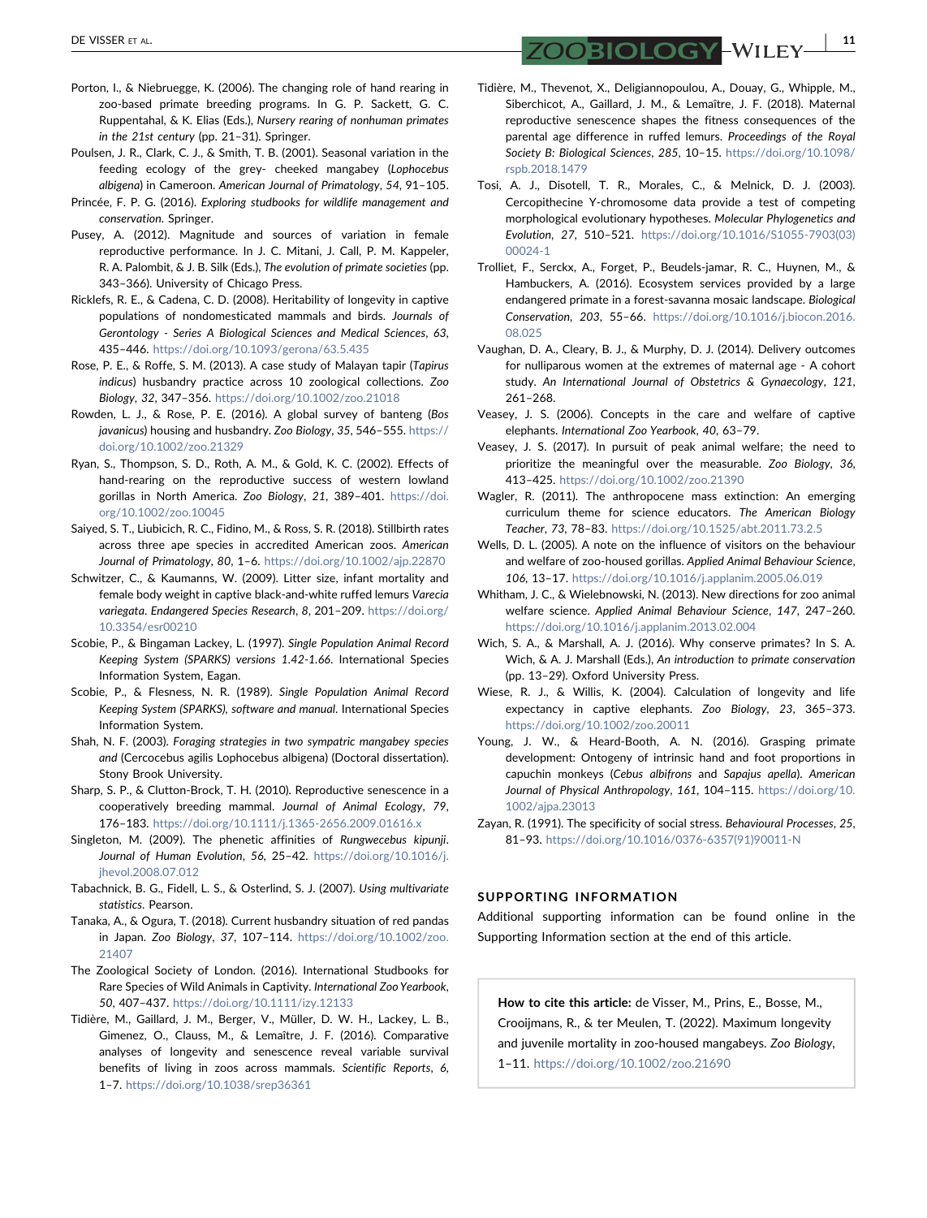Porton, I., & Niebruegge, K. (2006). The changing role of hand rearing in zoo-based primate breeding programs. In G. P. Sackett, G. C. Ruppentahal, & K. Elias (Eds.), *Nursery rearing of nonhuman primates in the 21st century* (pp. 21–31). Springer.

Poulsen, J. R., Clark, C. J., & Smith, T. B. (2001). Seasonal variation in the feeding ecology of the grey- cheeked mangabey (*Lophocebus albigena*) in Cameroon. *American Journal of Primatology*, *54*, 91–105.

Princée, F. P. G. (2016). *Exploring studbooks for wildlife management and conservation*. Springer.

Pusey, A. (2012). Magnitude and sources of variation in female reproductive performance. In J. C. Mitani, J. Call, P. M. Kappeler, R. A. Palombit, & J. B. Silk (Eds.), *The evolution of primate societies* (pp. 343–366). University of Chicago Press.

Ricklefs, R. E., & Cadena, C. D. (2008). Heritability of longevity in captive populations of nondomesticated mammals and birds. *Journals of Gerontology - Series A Biological Sciences and Medical Sciences*, *63*, 435–446. https://doi.org/10.1093/gerona/63.5.435

Rose, P. E., & Roffe, S. M. (2013). A case study of Malayan tapir (*Tapirus indicus*) husbandry practice across 10 zoological collections. *Zoo Biology*, *32*, 347–356. https://doi.org/10.1002/zoo.21018

Rowden, L. J., & Rose, P. E. (2016). A global survey of banteng (*Bos javanicus*) housing and husbandry. *Zoo Biology*, *35*, 546–555. https://doi.org/10.1002/zoo.21329

Ryan, S., Thompson, S. D., Roth, A. M., & Gold, K. C. (2002). Effects of hand-rearing on the reproductive success of western lowland gorillas in North America. *Zoo Biology*, *21*, 389–401. https://doi.org/10.1002/zoo.10045

Saiyed, S. T., Liubicich, R. C., Fidino, M., & Ross, S. R. (2018). Stillbirth rates across three ape species in accredited American zoos. *American Journal of Primatology*, *80*, 1–6. https://doi.org/10.1002/ajp.22870

Schwitzer, C., & Kaumanns, W. (2009). Litter size, infant mortality and female body weight in captive black-and-white ruffed lemurs *Varecia variegata*. *Endangered Species Research*, *8*, 201–209. https://doi.org/10.3354/esr00210

Scobie, P., & Bingaman Lackey, L. (1997). *Single Population Animal Record Keeping System (SPARKS) versions 1.42-1.66*. International Species Information System, Eagan.

Scobie, P., & Flesness, N. R. (1989). *Single Population Animal Record Keeping System (SPARKS), software and manual*. International Species Information System.

Shah, N. F. (2003). *Foraging strategies in two sympatric mangabey species and* (Cercocebus agilis Lophocebus albigena) (Doctoral dissertation). Stony Brook University.

Sharp, S. P., & Clutton-Brock, T. H. (2010). Reproductive senescence in a cooperatively breeding mammal. *Journal of Animal Ecology*, *79*, 176–183. https://doi.org/10.1111/j.1365-2656.2009.01616.x

Singleton, M. (2009). The phenetic affinities of *Rungwecebus kipunji*. *Journal of Human Evolution*, *56*, 25–42. https://doi.org/10.1016/j.jhevol.2008.07.012

Tabachnick, B. G., Fidell, L. S., & Osterlind, S. J. (2007). *Using multivariate statistics*. Pearson.

Tanaka, A., & Ogura, T. (2018). Current husbandry situation of red pandas in Japan. *Zoo Biology*, *37*, 107–114. https://doi.org/10.1002/zoo.21407

The Zoological Society of London. (2016). International Studbooks for Rare Species of Wild Animals in Captivity. *International Zoo Yearbook*, *50*, 407–437. https://doi.org/10.1111/izy.12133

Tidière, M., Gaillard, J. M., Berger, V., Müller, D. W. H., Lackey, L. B., Gimenez, O., Clauss, M., & Lemaître, J. F. (2016). Comparative analyses of longevity and senescence reveal variable survival benefits of living in zoos across mammals. *Scientific Reports*, *6*, 1–7. https://doi.org/10.1038/srep36361

Tidière, M., Thevenot, X., Deligiannopoulou, A., Douay, G., Whipple, M., Siberchicot, A., Gaillard, J. M., & Lemaître, J. F. (2018). Maternal reproductive senescence shapes the fitness consequences of the parental age difference in ruffed lemurs. *Proceedings of the Royal Society B: Biological Sciences*, *285*, 10–15. https://doi.org/10.1098/rspb.2018.1479

Tosi, A. J., Disotell, T. R., Morales, C., & Melnick, D. J. (2003). Cercopithecine Y-chromosome data provide a test of competing morphological evolutionary hypotheses. *Molecular Phylogenetics and Evolution*, *27*, 510–521. https://doi.org/10.1016/S1055-7903(03)00024-1

Trolliet, F., Serckx, A., Forget, P., Beudels-jamar, R. C., Huynen, M., & Hambuckers, A. (2016). Ecosystem services provided by a large endangered primate in a forest-savanna mosaic landscape. *Biological Conservation*, *203*, 55–66. https://doi.org/10.1016/j.biocon.2016.08.025

Vaughan, D. A., Cleary, B. J., & Murphy, D. J. (2014). Delivery outcomes for nulliparous women at the extremes of maternal age - A cohort study. *An International Journal of Obstetrics & Gynaecology*, *121*, 261–268.

Veasey, J. S. (2006). Concepts in the care and welfare of captive elephants. *International Zoo Yearbook*, *40*, 63–79.

Veasey, J. S. (2017). In pursuit of peak animal welfare; the need to prioritize the meaningful over the measurable. *Zoo Biology*, *36*, 413–425. https://doi.org/10.1002/zoo.21390

Wagler, R. (2011). The anthropocene mass extinction: An emerging curriculum theme for science educators. *The American Biology Teacher*, *73*, 78–83. https://doi.org/10.1525/abt.2011.73.2.5

Wells, D. L. (2005). A note on the influence of visitors on the behaviour and welfare of zoo-housed gorillas. *Applied Animal Behaviour Science*, *106*, 13–17. https://doi.org/10.1016/j.applanim.2005.06.019

Whitham, J. C., & Wielebnowski, N. (2013). New directions for zoo animal welfare science. *Applied Animal Behaviour Science*, *147*, 247–260. https://doi.org/10.1016/j.applanim.2013.02.004

Wich, S. A., & Marshall, A. J. (2016). Why conserve primates? In S. A. Wich, & A. J. Marshall (Eds.), *An introduction to primate conservation* (pp. 13–29). Oxford University Press.

Wiese, R. J., & Willis, K. (2004). Calculation of longevity and life expectancy in captive elephants. *Zoo Biology*, *23*, 365–373. https://doi.org/10.1002/zoo.20011

Young, J. W., & Heard-Booth, A. N. (2016). Grasping primate development: Ontogeny of intrinsic hand and foot proportions in capuchin monkeys (*Cebus albifrons* and *Sapajus apella*). *American Journal of Physical Anthropology*, *161*, 104–115. https://doi.org/10.1002/ajpa.23013

Zayan, R. (1991). The specificity of social stress. *Behavioural Processes*, *25*, 81–93. https://doi.org/10.1016/0376-6357(91)90011-N

## SUPPORTING INFORMATION

Additional supporting information can be found online in the Supporting Information section at the end of this article.

**How to cite this article:** de Visser, M., Prins, E., Bosse, M., Crooijmans, R., & ter Meulen, T. (2022). Maximum longevity and juvenile mortality in zoo-housed mangabeys. *Zoo Biology*, 1–11. https://doi.org/10.1002/zoo.21690